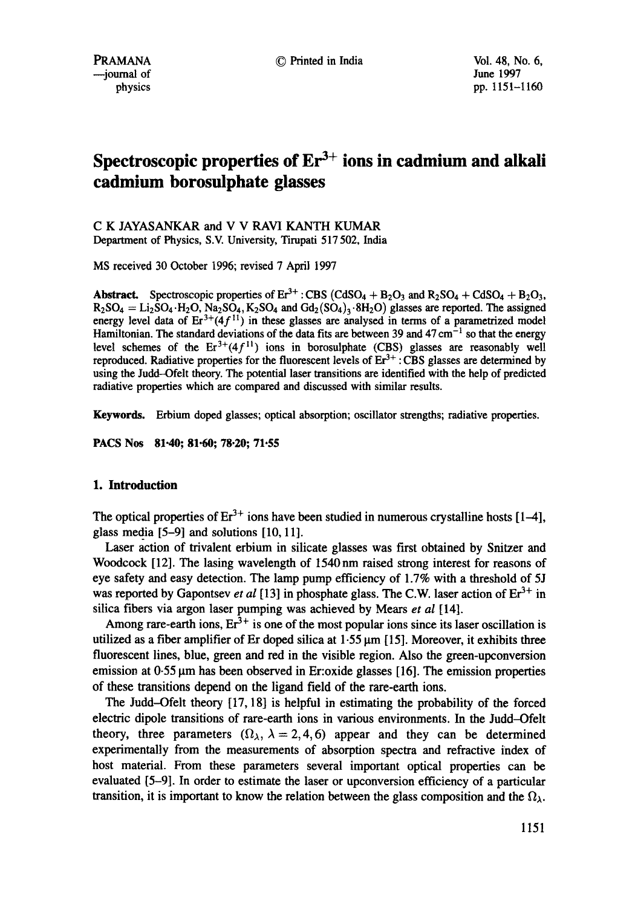# Spectroscopic properties of $Er^{3+}$ ions in cadmium and alkali cadmium borosulphate glasses

C K JAYASANKAR and V V RAVI KANTH KUMAR

Department of Physics, S.V. University, Tirupati 517 502, India

MS received 30 October 1996; revised 7 April 1997

**Abstract.** Spectroscopic properties of $Er^{3+}$ : CBS ($CdSO_4 + B_2O_3$ and $R_2SO_4 + CdSO_4 + B_2O_3$, $R_2SO_4 = Li_2SO_4 \cdot H_2O$, $Na_2SO_4$, $K_2SO_4$ and $Gd_2(SO_4)_3 \cdot 8H_2O$) glasses are reported. The assigned energy level data of $Er^{3+}(4f^{11})$ in these glasses are analysed in terms of a parametrized model Hamiltonian. The standard deviations of the data fits are between 39 and 47 $cm^{-1}$ so that the energy level schemes of the $Er^{3+}(4f^{11})$ ions in borosulphate (CBS) glasses are reasonably well reproduced. Radiative properties for the fluorescent levels of $Er^{3+}$ : CBS glasses are determined by using the Judd–Ofelt theory. The potential laser transitions are identified with the help of predicted radiative properties which are compared and discussed with similar results.

**Keywords.** Erbium doped glasses; optical absorption; oscillator strengths; radiative properties.

**PACS Nos** 81·40; 81·60; 78·20; 71·55

## 1. Introduction

The optical properties of $Er^{3+}$ ions have been studied in numerous crystalline hosts [1–4], glass media [5–9] and solutions [10, 11].

Laser action of trivalent erbium in silicate glasses was first obtained by Snitzer and Woodcock [12]. The lasing wavelength of 1540 nm raised strong interest for reasons of eye safety and easy detection. The lamp pump efficiency of 1.7% with a threshold of 5J was reported by Gapontsev *et al* [13] in phosphate glass. The C.W. laser action of $Er^{3+}$ in silica fibers via argon laser pumping was achieved by Mears *et al* [14].

Among rare-earth ions, $Er^{3+}$ is one of the most popular ions since its laser oscillation is utilized as a fiber amplifier of Er doped silica at 1·55 μm [15]. Moreover, it exhibits three fluorescent lines, blue, green and red in the visible region. Also the green-upconversion emission at 0·55 μm has been observed in Er:oxide glasses [16]. The emission properties of these transitions depend on the ligand field of the rare-earth ions.

The Judd–Ofelt theory [17, 18] is helpful in estimating the probability of the forced electric dipole transitions of rare-earth ions in various environments. In the Judd–Ofelt theory, three parameters ($\Omega_\lambda$, $\lambda = 2, 4, 6$) appear and they can be determined experimentally from the measurements of absorption spectra and refractive index of host material. From these parameters several important optical properties can be evaluated [5–9]. In order to estimate the laser or upconversion efficiency of a particular transition, it is important to know the relation between the glass composition and the $\Omega_\lambda$.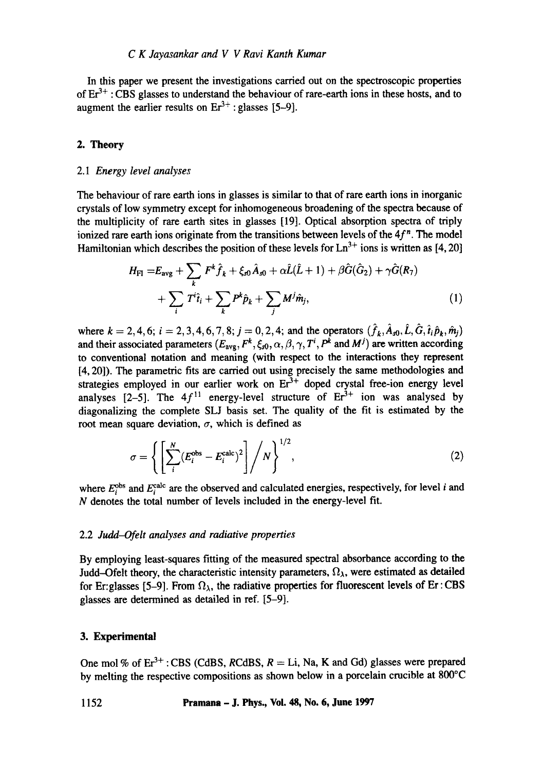In this paper we present the investigations carried out on the spectroscopic properties of $Er^{3+}$ : CBS glasses to understand the behaviour of rare-earth ions in these hosts, and to augment the earlier results on $Er^{3+}$ : glasses [5–9].

## 2. Theory

### 2.1 *Energy level analyses*

The behaviour of rare earth ions in glasses is similar to that of rare earth ions in inorganic crystals of low symmetry except for inhomogeneous broadening of the spectra because of the multiplicity of rare earth sites in glasses [19]. Optical absorption spectra of triply ionized rare earth ions originate from the transitions between levels of the $4f^n$. The model Hamiltonian which describes the position of these levels for $Ln^{3+}$ ions is written as [4, 20]

$$H_{\rm FI} = E_{\rm avg} + \sum_k F^k \hat{f}_k + \xi_{s0} \hat{A}_{s0} + \alpha \hat{L}(\hat{L}+1) + \beta \hat{G}(\hat{G}_2) + \gamma \hat{G}(R_7) + \sum_i T^i \hat{t}_i + \sum_k P^k \hat{p}_k + \sum_j M^j \hat{m}_j, \tag{1}$$

where $k = 2, 4, 6$; $i = 2, 3, 4, 6, 7, 8$; $j = 0, 2, 4$; and the operators $(\hat{f}_k, \hat{A}_{s0}, \hat{L}, \hat{G}, \hat{t}_i \hat{p}_k, \hat{m}_j)$ and their associated parameters $(E_{\rm avg}, F^k, \xi_{s0}, \alpha, \beta, \gamma, T^i, P^k$ and $M^j)$ are written according to conventional notation and meaning (with respect to the interactions they represent [4, 20]). The parametric fits are carried out using precisely the same methodologies and strategies employed in our earlier work on $Er^{3+}$ doped crystal free-ion energy level analyses [2–5]. The $4f^{11}$ energy-level structure of $Er^{3+}$ ion was analysed by diagonalizing the complete SLJ basis set. The quality of the fit is estimated by the root mean square deviation, $\sigma$, which is defined as

$$\sigma = \left\{ \left[ \sum_i^N (E_i^{\rm obs} - E_i^{\rm calc})^2 \right] \Big/ N \right\}^{1/2}, \tag{2}$$

where $E_i^{\rm obs}$ and $E_i^{\rm calc}$ are the observed and calculated energies, respectively, for level $i$ and $N$ denotes the total number of levels included in the energy-level fit.

### 2.2 *Judd–Ofelt analyses and radiative properties*

By employing least-squares fitting of the measured spectral absorbance according to the Judd–Ofelt theory, the characteristic intensity parameters, $\Omega_\lambda$, were estimated as detailed for Er:glasses [5–9]. From $\Omega_\lambda$, the radiative properties for fluorescent levels of Er : CBS glasses are determined as detailed in ref. [5–9].

## 3. Experimental

One mol % of $Er^{3+}$ : CBS (CdBS, $R$CdBS, $R$ = Li, Na, K and Gd) glasses were prepared by melting the respective compositions as shown below in a porcelain crucible at 800°C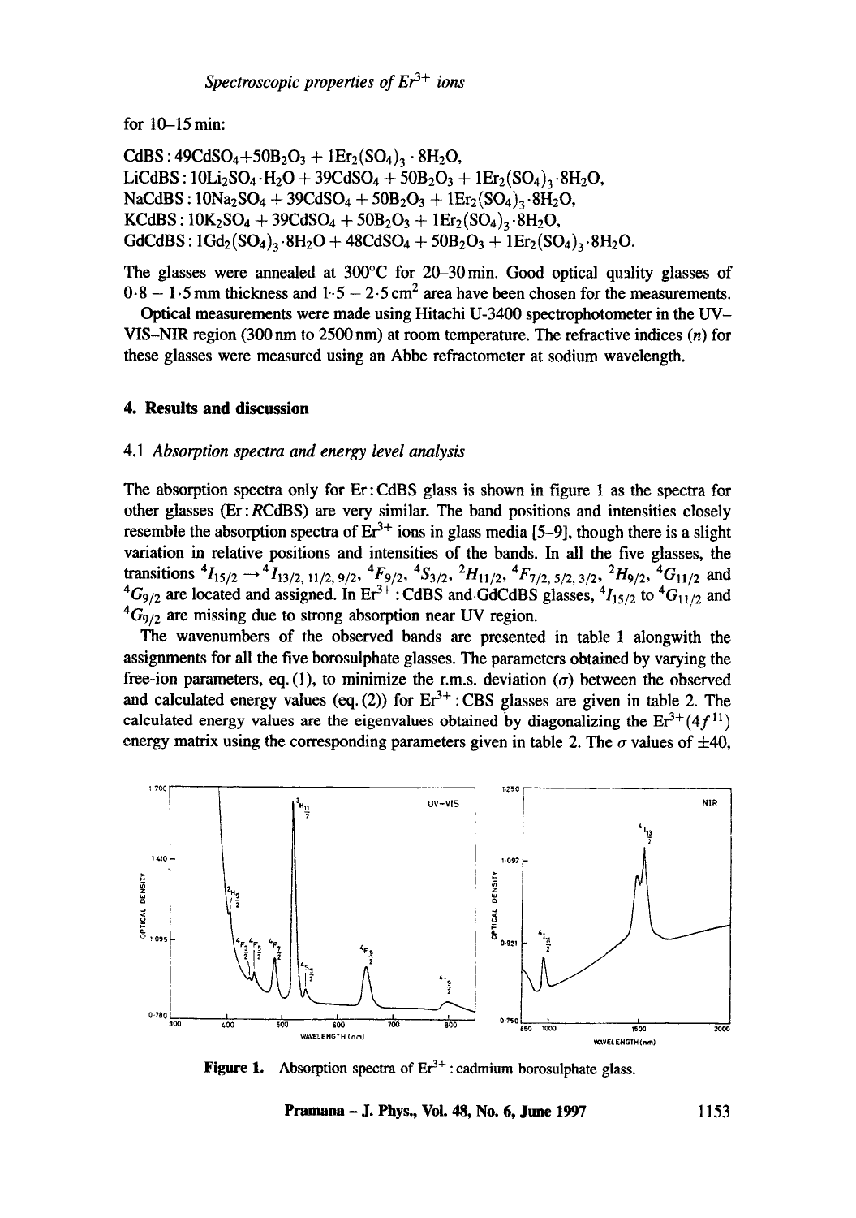for 10–15 min:

CdBS : $49CdSO_4 + 50B_2O_3 + 1Er_2(SO_4)_3 \cdot 8H_2O$,
LiCdBS : $10Li_2SO_4 \cdot H_2O + 39CdSO_4 + 50B_2O_3 + 1Er_2(SO_4)_3 \cdot 8H_2O$,
NaCdBS : $10Na_2SO_4 + 39CdSO_4 + 50B_2O_3 + 1Er_2(SO_4)_3 \cdot 8H_2O$,
KCdBS : $10K_2SO_4 + 39CdSO_4 + 50B_2O_3 + 1Er_2(SO_4)_3 \cdot 8H_2O$,
GdCdBS : $1Gd_2(SO_4)_3 \cdot 8H_2O + 48CdSO_4 + 50B_2O_3 + 1Er_2(SO_4)_3 \cdot 8H_2O$.

The glasses were annealed at 300°C for 20–30 min. Good optical quality glasses of 0·8 – 1·5 mm thickness and 1·5 – 2·5 $cm^2$ area have been chosen for the measurements.

Optical measurements were made using Hitachi U-3400 spectrophotometer in the UV–VIS–NIR region (300 nm to 2500 nm) at room temperature. The refractive indices ($n$) for these glasses were measured using an Abbe refractometer at sodium wavelength.

## 4. Results and discussion

### 4.1 *Absorption spectra and energy level analysis*

The absorption spectra only for Er : CdBS glass is shown in figure 1 as the spectra for other glasses (Er : $R$CdBS) are very similar. The band positions and intensities closely resemble the absorption spectra of $Er^{3+}$ ions in glass media [5–9], though there is a slight variation in relative positions and intensities of the bands. In all the five glasses, the transitions ${}^4I_{15/2} \rightarrow {}^4I_{13/2,\,11/2,\,9/2}$, ${}^4F_{9/2}$, ${}^4S_{3/2}$, ${}^2H_{11/2}$, ${}^4F_{7/2,\,5/2,\,3/2}$, ${}^2H_{9/2}$, ${}^4G_{11/2}$ and ${}^4G_{9/2}$ are located and assigned. In $Er^{3+}$ : CdBS and GdCdBS glasses, ${}^4I_{15/2}$ to ${}^4G_{11/2}$ and ${}^4G_{9/2}$ are missing due to strong absorption near UV region.

The wavenumbers of the observed bands are presented in table 1 alongwith the assignments for all the five borosulphate glasses. The parameters obtained by varying the free-ion parameters, eq. (1), to minimize the r.m.s. deviation ($\sigma$) between the observed and calculated energy values (eq. (2)) for $Er^{3+}$ : CBS glasses are given in table 2. The calculated energy values are the eigenvalues obtained by diagonalizing the $Er^{3+}(4f^{11})$ energy matrix using the corresponding parameters given in table 2. The $\sigma$ values of $\pm 40$,

**Figure 1.** Absorption spectra of $Er^{3+}$ : cadmium borosulphate glass.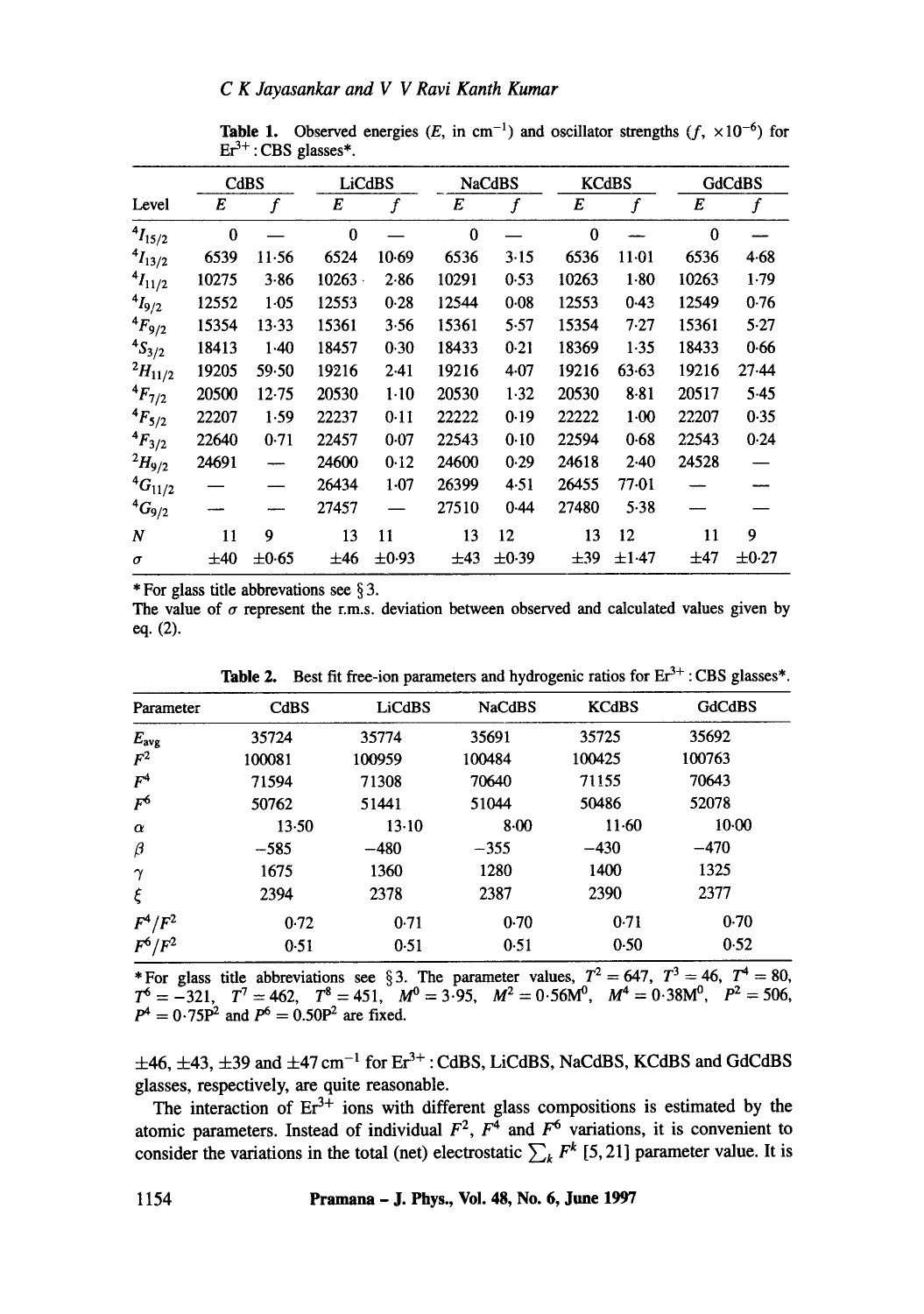**Table 1.** Observed energies ($E$, in $cm^{-1}$) and oscillator strengths ($f$, $\times 10^{-6}$) for $Er^{3+}$ : CBS glasses*.

| | CdBS | | LiCdBS | | NaCdBS | | KCdBS | | GdCdBS | |
|---|---|---|---|---|---|---|---|---|---|---|
| Level | $E$ | $f$ | $E$ | $f$ | $E$ | $f$ | $E$ | $f$ | $E$ | $f$ |
| $^4I_{15/2}$ | 0 | — | 0 | — | 0 | — | 0 | — | 0 | — |
| $^4I_{13/2}$ | 6539 | 11·56 | 6524 | 10·69 | 6536 | 3·15 | 6536 | 11·01 | 6536 | 4·68 |
| $^4I_{11/2}$ | 10275 | 3·86 | 10263 | 2·86 | 10291 | 0·53 | 10263 | 1·80 | 10263 | 1·79 |
| $^4I_{9/2}$ | 12552 | 1·05 | 12553 | 0·28 | 12544 | 0·08 | 12553 | 0·43 | 12549 | 0·76 |
| $^4F_{9/2}$ | 15354 | 13·33 | 15361 | 3·56 | 15361 | 5·57 | 15354 | 7·27 | 15361 | 5·27 |
| $^4S_{3/2}$ | 18413 | 1·40 | 18457 | 0·30 | 18433 | 0·21 | 18369 | 1·35 | 18433 | 0·66 |
| $^2H_{11/2}$ | 19205 | 59·50 | 19216 | 2·41 | 19216 | 4·07 | 19216 | 63·63 | 19216 | 27·44 |
| $^4F_{7/2}$ | 20500 | 12·75 | 20530 | 1·10 | 20530 | 1·32 | 20530 | 8·81 | 20517 | 5·45 |
| $^4F_{5/2}$ | 22207 | 1·59 | 22237 | 0·11 | 22222 | 0·19 | 22222 | 1·00 | 22207 | 0·35 |
| $^4F_{3/2}$ | 22640 | 0·71 | 22457 | 0·07 | 22543 | 0·10 | 22594 | 0·68 | 22543 | 0·24 |
| $^2H_{9/2}$ | 24691 | — | 24600 | 0·12 | 24600 | 0·29 | 24618 | 2·40 | 24528 | — |
| $^4G_{11/2}$ | — | — | 26434 | 1·07 | 26399 | 4·51 | 26455 | 77·01 | — | — |
| $^4G_{9/2}$ | — | — | 27457 | — | 27510 | 0·44 | 27480 | 5·38 | — | — |
| $N$ | 11 | 9 | 13 | 11 | 13 | 12 | 13 | 12 | 11 | 9 |
| $\sigma$ | $\pm 40$ | $\pm 0{\cdot}65$ | $\pm 46$ | $\pm 0{\cdot}93$ | $\pm 43$ | $\pm 0{\cdot}39$ | $\pm 39$ | $\pm 1{\cdot}47$ | $\pm 47$ | $\pm 0{\cdot}27$ |

\*For glass title abbrevations see § 3.
The value of $\sigma$ represent the r.m.s. deviation between observed and calculated values given by eq. (2).

**Table 2.** Best fit free-ion parameters and hydrogenic ratios for $Er^{3+}$ : CBS glasses*.

| Parameter | CdBS | LiCdBS | NaCdBS | KCdBS | GdCdBS |
|---|---|---|---|---|---|
| $E_{avg}$ | 35724 | 35774 | 35691 | 35725 | 35692 |
| $F^2$ | 100081 | 100959 | 100484 | 100425 | 100763 |
| $F^4$ | 71594 | 71308 | 70640 | 71155 | 70643 |
| $F^6$ | 50762 | 51441 | 51044 | 50486 | 52078 |
| $\alpha$ | 13·50 | 13·10 | 8·00 | 11·60 | 10·00 |
| $\beta$ | −585 | −480 | −355 | −430 | −470 |
| $\gamma$ | 1675 | 1360 | 1280 | 1400 | 1325 |
| $\xi$ | 2394 | 2378 | 2387 | 2390 | 2377 |
| $F^4/F^2$ | 0·72 | 0·71 | 0·70 | 0·71 | 0·70 |
| $F^6/F^2$ | 0·51 | 0·51 | 0·51 | 0·50 | 0·52 |

\*For glass title abbreviations see § 3. The parameter values, $T^2 = 647$, $T^3 = 46$, $T^4 = 80$, $T^6 = -321$, $T^7 = 462$, $T^8 = 451$, $M^0 = 3{\cdot}95$, $M^2 = 0{\cdot}56M^0$, $M^4 = 0{\cdot}38M^0$, $P^2 = 506$, $P^4 = 0{\cdot}75P^2$ and $P^6 = 0{\cdot}50P^2$ are fixed.

$\pm 46$, $\pm 43$, $\pm 39$ and $\pm 47\,cm^{-1}$ for $Er^{3+}$ : CdBS, LiCdBS, NaCdBS, KCdBS and GdCdBS glasses, respectively, are quite reasonable.

The interaction of $Er^{3+}$ ions with different glass compositions is estimated by the atomic parameters. Instead of individual $F^2$, $F^4$ and $F^6$ variations, it is convenient to consider the variations in the total (net) electrostatic $\sum_k F^k$ [5, 21] parameter value. It is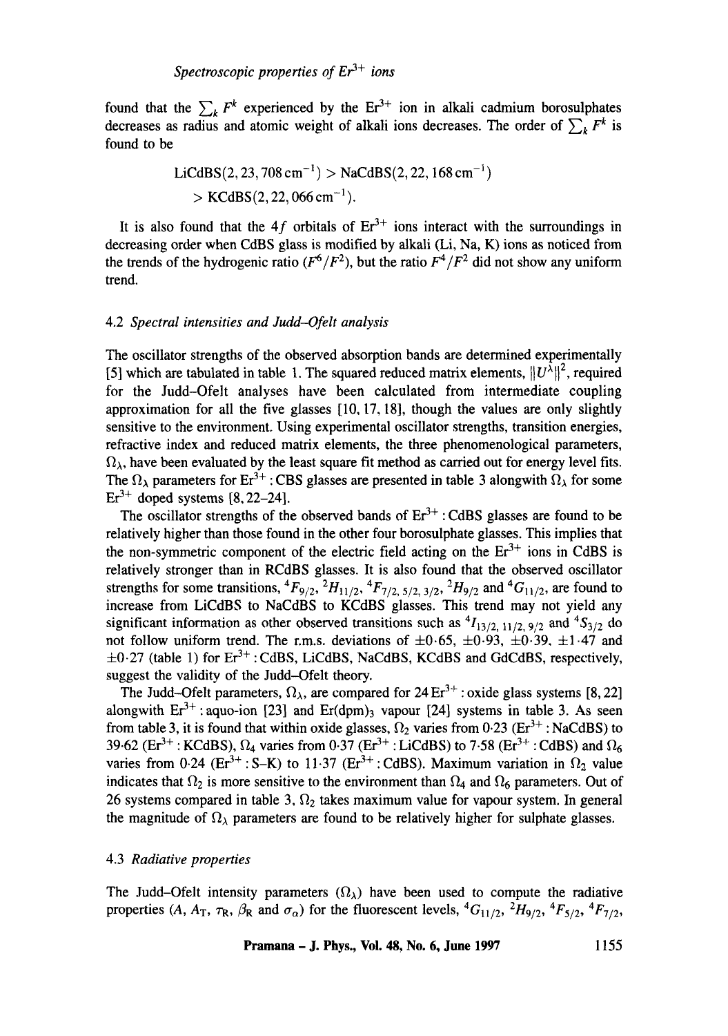found that the $\sum_k F^k$ experienced by the $Er^{3+}$ ion in alkali cadmium borosulphates decreases as radius and atomic weight of alkali ions decreases. The order of $\sum_k F^k$ is found to be

$$\text{LiCdBS}(2,23,708\,\text{cm}^{-1}) > \text{NaCdBS}(2,22,168\,\text{cm}^{-1}) > \text{KCdBS}(2,22,066\,\text{cm}^{-1}).$$

It is also found that the $4f$ orbitals of $Er^{3+}$ ions interact with the surroundings in decreasing order when CdBS glass is modified by alkali (Li, Na, K) ions as noticed from the trends of the hydrogenic ratio ($F^6/F^2$), but the ratio $F^4/F^2$ did not show any uniform trend.

### 4.2 *Spectral intensities and Judd–Ofelt analysis*

The oscillator strengths of the observed absorption bands are determined experimentally [5] which are tabulated in table 1. The squared reduced matrix elements, $\|U^\lambda\|^2$, required for the Judd–Ofelt analyses have been calculated from intermediate coupling approximation for all the five glasses [10, 17, 18], though the values are only slightly sensitive to the environment. Using experimental oscillator strengths, transition energies, refractive index and reduced matrix elements, the three phenomenological parameters, $\Omega_\lambda$, have been evaluated by the least square fit method as carried out for energy level fits. The $\Omega_\lambda$ parameters for $Er^{3+}$ : CBS glasses are presented in table 3 alongwith $\Omega_\lambda$ for some $Er^{3+}$ doped systems [8, 22–24].

The oscillator strengths of the observed bands of $Er^{3+}$ : CdBS glasses are found to be relatively higher than those found in the other four borosulphate glasses. This implies that the non-symmetric component of the electric field acting on the $Er^{3+}$ ions in CdBS is relatively stronger than in RCdBS glasses. It is also found that the observed oscillator strengths for some transitions, ${}^4F_{9/2}$, ${}^2H_{11/2}$, ${}^4F_{7/2,\,5/2,\,3/2}$, ${}^2H_{9/2}$ and ${}^4G_{11/2}$, are found to increase from LiCdBS to NaCdBS to KCdBS glasses. This trend may not yield any significant information as other observed transitions such as ${}^4I_{13/2,\,11/2,\,9/2}$ and ${}^4S_{3/2}$ do not follow uniform trend. The r.m.s. deviations of $\pm 0{\cdot}65$, $\pm 0{\cdot}93$, $\pm 0{\cdot}39$, $\pm 1{\cdot}47$ and $\pm 0{\cdot}27$ (table 1) for $Er^{3+}$ : CdBS, LiCdBS, NaCdBS, KCdBS and GdCdBS, respectively, suggest the validity of the Judd–Ofelt theory.

The Judd–Ofelt parameters, $\Omega_\lambda$, are compared for 24 $Er^{3+}$ : oxide glass systems [8, 22] alongwith $Er^{3+}$ : aquo-ion [23] and $Er(dpm)_3$ vapour [24] systems in table 3. As seen from table 3, it is found that within oxide glasses, $\Omega_2$ varies from 0·23 ($Er^{3+}$ : NaCdBS) to 39·62 ($Er^{3+}$ : KCdBS), $\Omega_4$ varies from 0·37 ($Er^{3+}$ : LiCdBS) to 7·58 ($Er^{3+}$ : CdBS) and $\Omega_6$ varies from 0·24 ($Er^{3+}$ : S–K) to 11·37 ($Er^{3+}$ : CdBS). Maximum variation in $\Omega_2$ value indicates that $\Omega_2$ is more sensitive to the environment than $\Omega_4$ and $\Omega_6$ parameters. Out of 26 systems compared in table 3, $\Omega_2$ takes maximum value for vapour system. In general the magnitude of $\Omega_\lambda$ parameters are found to be relatively higher for sulphate glasses.

### 4.3 *Radiative properties*

The Judd–Ofelt intensity parameters ($\Omega_\lambda$) have been used to compute the radiative properties ($A$, $A_T$, $\tau_R$, $\beta_R$ and $\sigma_a$) for the fluorescent levels, ${}^4G_{11/2}$, ${}^2H_{9/2}$, ${}^4F_{5/2}$, ${}^4F_{7/2}$,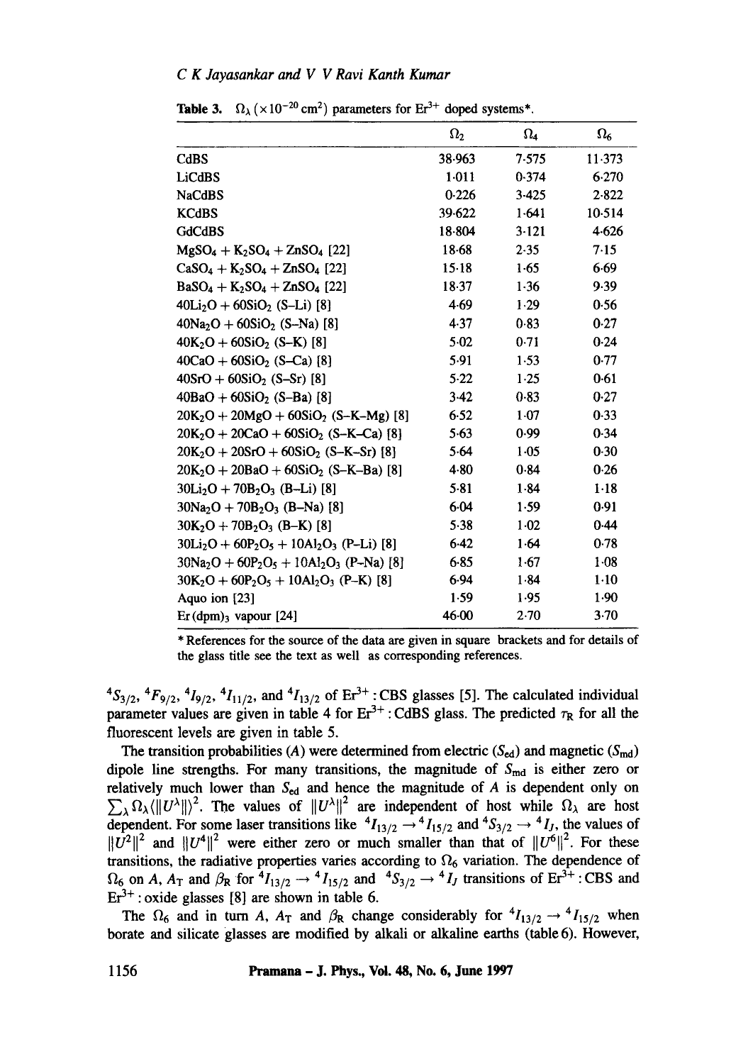**Table 3.** $\Omega_\lambda$ ($\times 10^{-20}$ cm$^2$) parameters for $Er^{3+}$ doped systems*.

| | $\Omega_2$ | $\Omega_4$ | $\Omega_6$ |
|---|---|---|---|
| CdBS | 38·963 | 7·575 | 11·373 |
| LiCdBS | 1·011 | 0·374 | 6·270 |
| NaCdBS | 0·226 | 3·425 | 2·822 |
| KCdBS | 39·622 | 1·641 | 10·514 |
| GdCdBS | 18·804 | 3·121 | 4·626 |
| $MgSO_4 + K_2SO_4 + ZnSO_4$ [22] | 18·68 | 2·35 | 7·15 |
| $CaSO_4 + K_2SO_4 + ZnSO_4$ [22] | 15·18 | 1·65 | 6·69 |
| $BaSO_4 + K_2SO_4 + ZnSO_4$ [22] | 18·37 | 1·36 | 9·39 |
| $40Li_2O + 60SiO_2$ (S–Li) [8] | 4·69 | 1·29 | 0·56 |
| $40Na_2O + 60SiO_2$ (S–Na) [8] | 4·37 | 0·83 | 0·27 |
| $40K_2O + 60SiO_2$ (S–K) [8] | 5·02 | 0·71 | 0·24 |
| $40CaO + 60SiO_2$ (S–Ca) [8] | 5·91 | 1·53 | 0·77 |
| $40SrO + 60SiO_2$ (S–Sr) [8] | 5·22 | 1·25 | 0·61 |
| $40BaO + 60SiO_2$ (S–Ba) [8] | 3·42 | 0·83 | 0·27 |
| $20K_2O + 20MgO + 60SiO_2$ (S–K–Mg) [8] | 6·52 | 1·07 | 0·33 |
| $20K_2O + 20CaO + 60SiO_2$ (S–K–Ca) [8] | 5·63 | 0·99 | 0·34 |
| $20K_2O + 20SrO + 60SiO_2$ (S–K–Sr) [8] | 5·64 | 1·05 | 0·30 |
| $20K_2O + 20BaO + 60SiO_2$ (S–K–Ba) [8] | 4·80 | 0·84 | 0·26 |
| $30Li_2O + 70B_2O_3$ (B–Li) [8] | 5·81 | 1·84 | 1·18 |
| $30Na_2O + 70B_2O_3$ (B–Na) [8] | 6·04 | 1·59 | 0·91 |
| $30K_2O + 70B_2O_3$ (B–K) [8] | 5·38 | 1·02 | 0·44 |
| $30Li_2O + 60P_2O_5 + 10Al_2O_3$ (P–Li) [8] | 6·42 | 1·64 | 0·78 |
| $30Na_2O + 60P_2O_5 + 10Al_2O_3$ (P–Na) [8] | 6·85 | 1·67 | 1·08 |
| $30K_2O + 60P_2O_5 + 10Al_2O_3$ (P–K) [8] | 6·94 | 1·84 | 1·10 |
| Aquo ion [23] | 1·59 | 1·95 | 1·90 |
| Er(dpm)$_3$ vapour [24] | 46·00 | 2·70 | 3·70 |

* References for the source of the data are given in square brackets and for details of the glass title see the text as well as corresponding references.

$^4S_{3/2}$, $^4F_{9/2}$, $^4I_{9/2}$, $^4I_{11/2}$, and $^4I_{13/2}$ of $Er^{3+}$ : CBS glasses [5]. The calculated individual parameter values are given in table 4 for $Er^{3+}$ : CdBS glass. The predicted $\tau_R$ for all the fluorescent levels are given in table 5.

The transition probabilities ($A$) were determined from electric ($S_{ed}$) and magnetic ($S_{md}$) dipole line strengths. For many transitions, the magnitude of $S_{md}$ is either zero or relatively much lower than $S_{ed}$ and hence the magnitude of $A$ is dependent only on $\sum_\lambda \Omega_\lambda \langle \| U^\lambda \| \rangle^2$. The values of $\|U^\lambda\|^2$ are independent of host while $\Omega_\lambda$ are host dependent. For some laser transitions like $^4I_{13/2} \rightarrow {}^4I_{15/2}$ and $^4S_{3/2} \rightarrow {}^4I_J$, the values of $\|U^2\|^2$ and $\|U^4\|^2$ were either zero or much smaller than that of $\|U^6\|^2$. For these transitions, the radiative properties varies according to $\Omega_6$ variation. The dependence of $\Omega_6$ on $A$, $A_T$ and $\beta_R$ for $^4I_{13/2} \rightarrow {}^4I_{15/2}$ and $^4S_{3/2} \rightarrow {}^4I_J$ transitions of $Er^{3+}$ : CBS and $Er^{3+}$ : oxide glasses [8] are shown in table 6.

The $\Omega_6$ and in turn $A$, $A_T$ and $\beta_R$ change considerably for $^4I_{13/2} \rightarrow {}^4I_{15/2}$ when borate and silicate glasses are modified by alkali or alkaline earths (table 6). However,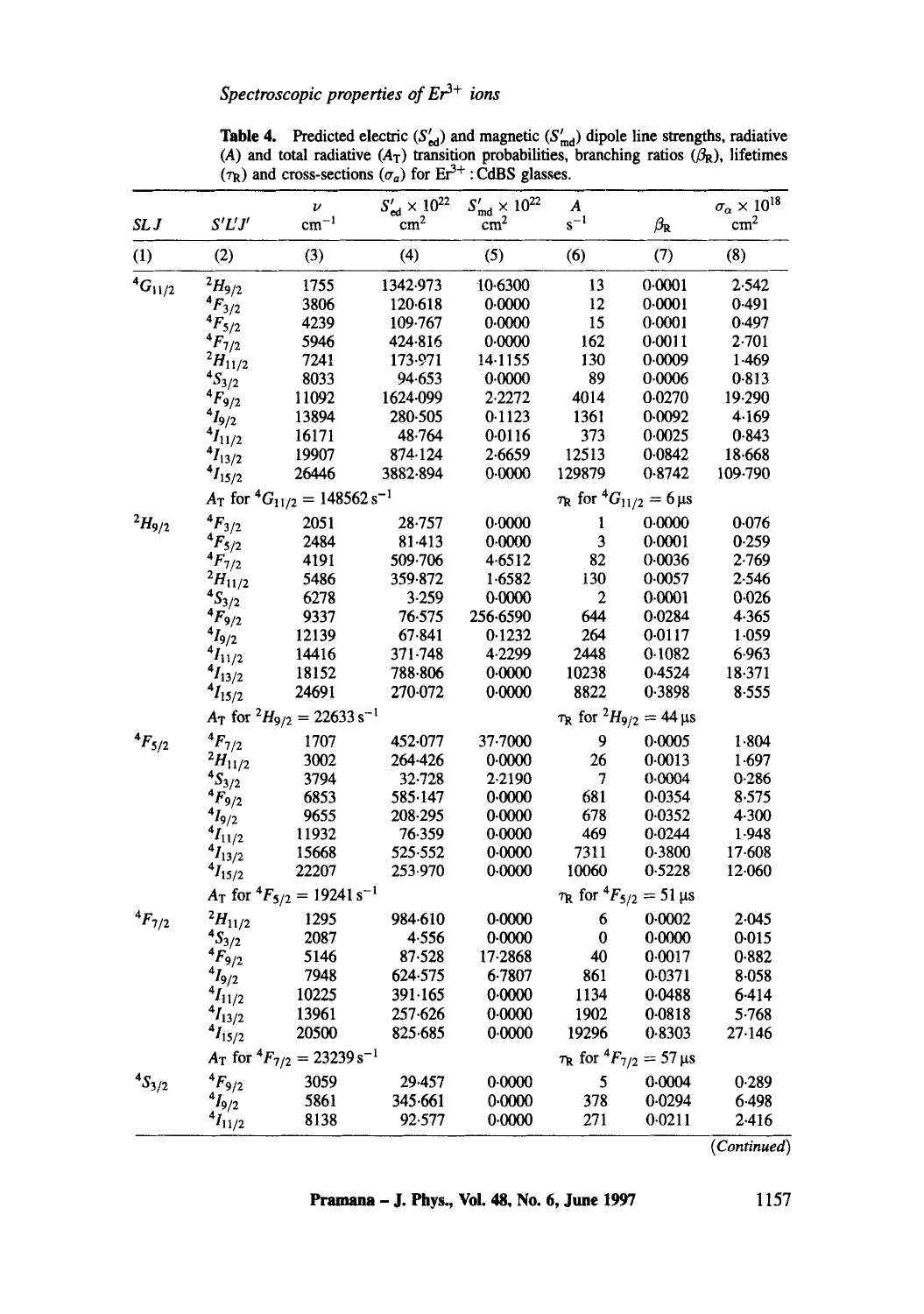**Table 4.** Predicted electric ($S'_{ed}$) and magnetic ($S'_{md}$) dipole line strengths, radiative ($A$) and total radiative ($A_T$) transition probabilities, branching ratios ($\beta_R$), lifetimes ($\tau_R$) and cross-sections ($\sigma_a$) for $Er^{3+}$ : CdBS glasses.

| $SLJ$ | $S'L'J'$ | $\nu$ $cm^{-1}$ | $S'_{ed} \times 10^{22}$ $cm^2$ | $S'_{md} \times 10^{22}$ $cm^2$ | $A$ $s^{-1}$ | $\beta_R$ | $\sigma_\alpha \times 10^{18}$ $cm^2$ |
|---|---|---|---|---|---|---|---|
| (1) | (2) | (3) | (4) | (5) | (6) | (7) | (8) |
| $^4G_{11/2}$ | $^2H_{9/2}$ | 1755 | 1342·973 | 10·6300 | 13 | 0·0001 | 2·542 |
| | $^4F_{3/2}$ | 3806 | 120·618 | 0·0000 | 12 | 0·0001 | 0·491 |
| | $^4F_{5/2}$ | 4239 | 109·767 | 0·0000 | 15 | 0·0001 | 0·497 |
| | $^4F_{7/2}$ | 5946 | 424·816 | 0·0000 | 162 | 0·0011 | 2·701 |
| | $^2H_{11/2}$ | 7241 | 173·971 | 14·1155 | 130 | 0·0009 | 1·469 |
| | $^4S_{3/2}$ | 8033 | 94·653 | 0·0000 | 89 | 0·0006 | 0·813 |
| | $^4F_{9/2}$ | 11092 | 1624·099 | 2·2272 | 4014 | 0·0270 | 19·290 |
| | $^4I_{9/2}$ | 13894 | 280·505 | 0·1123 | 1361 | 0·0092 | 4·169 |
| | $^4I_{11/2}$ | 16171 | 48·764 | 0·0116 | 373 | 0·0025 | 0·843 |
| | $^4I_{13/2}$ | 19907 | 874·124 | 2·6659 | 12513 | 0·0842 | 18·668 |
| | $^4I_{15/2}$ | 26446 | 3882·894 | 0·0000 | 129879 | 0·8742 | 109·790 |
| | $A_T$ for $^4G_{11/2} = 148562\,s^{-1}$ | | | | $\tau_R$ for $^4G_{11/2} = 6\,\mu s$ | | |
| $^2H_{9/2}$ | $^4F_{3/2}$ | 2051 | 28·757 | 0·0000 | 1 | 0·0000 | 0·076 |
| | $^4F_{5/2}$ | 2484 | 81·413 | 0·0000 | 3 | 0·0001 | 0·259 |
| | $^4F_{7/2}$ | 4191 | 509·706 | 4·6512 | 82 | 0·0036 | 2·769 |
| | $^2H_{11/2}$ | 5486 | 359·872 | 1·6582 | 130 | 0·0057 | 2·546 |
| | $^4S_{3/2}$ | 6278 | 3·259 | 0·0000 | 2 | 0·0001 | 0·026 |
| | $^4F_{9/2}$ | 9337 | 76·575 | 256·6590 | 644 | 0·0284 | 4·365 |
| | $^4I_{9/2}$ | 12139 | 67·841 | 0·1232 | 264 | 0·0117 | 1·059 |
| | $^4I_{11/2}$ | 14416 | 371·748 | 4·2299 | 2448 | 0·1082 | 6·963 |
| | $^4I_{13/2}$ | 18152 | 788·806 | 0·0000 | 10238 | 0·4524 | 18·371 |
| | $^4I_{15/2}$ | 24691 | 270·072 | 0·0000 | 8822 | 0·3898 | 8·555 |
| | $A_T$ for $^2H_{9/2} = 22633\,s^{-1}$ | | | | $\tau_R$ for $^2H_{9/2} = 44\,\mu s$ | | |
| $^4F_{5/2}$ | $^4F_{7/2}$ | 1707 | 452·077 | 37·7000 | 9 | 0·0005 | 1·804 |
| | $^2H_{11/2}$ | 3002 | 264·426 | 0·0000 | 26 | 0·0013 | 1·697 |
| | $^4S_{3/2}$ | 3794 | 32·728 | 2·2190 | 7 | 0·0004 | 0·286 |
| | $^4F_{9/2}$ | 6853 | 585·147 | 0·0000 | 681 | 0·0354 | 8·575 |
| | $^4I_{9/2}$ | 9655 | 208·295 | 0·0000 | 678 | 0·0352 | 4·300 |
| | $^4I_{11/2}$ | 11932 | 76·359 | 0·0000 | 469 | 0·0244 | 1·948 |
| | $^4I_{13/2}$ | 15668 | 525·552 | 0·0000 | 7311 | 0·3800 | 17·608 |
| | $^4I_{15/2}$ | 22207 | 253·970 | 0·0000 | 10060 | 0·5228 | 12·060 |
| | $A_T$ for $^4F_{5/2} = 19241\,s^{-1}$ | | | | $\tau_R$ for $^4F_{5/2} = 51\,\mu s$ | | |
| $^4F_{7/2}$ | $^2H_{11/2}$ | 1295 | 984·610 | 0·0000 | 6 | 0·0002 | 2·045 |
| | $^4S_{3/2}$ | 2087 | 4·556 | 0·0000 | 0 | 0·0000 | 0·015 |
| | $^4F_{9/2}$ | 5146 | 87·528 | 17·2868 | 40 | 0·0017 | 0·882 |
| | $^4I_{9/2}$ | 7948 | 624·575 | 6·7807 | 861 | 0·0371 | 8·058 |
| | $^4I_{11/2}$ | 10225 | 391·165 | 0·0000 | 1134 | 0·0488 | 6·414 |
| | $^4I_{13/2}$ | 13961 | 257·626 | 0·0000 | 1902 | 0·0818 | 5·768 |
| | $^4I_{15/2}$ | 20500 | 825·685 | 0·0000 | 19296 | 0·8303 | 27·146 |
| | $A_T$ for $^4F_{7/2} = 23239\,s^{-1}$ | | | | $\tau_R$ for $^4F_{7/2} = 57\,\mu s$ | | |
| $^4S_{3/2}$ | $^4F_{9/2}$ | 3059 | 29·457 | 0·0000 | 5 | 0·0004 | 0·289 |
| | $^4I_{9/2}$ | 5861 | 345·661 | 0·0000 | 378 | 0·0294 | 6·498 |
| | $^4I_{11/2}$ | 8138 | 92·577 | 0·0000 | 271 | 0·0211 | 2·416 |

(*Continued*)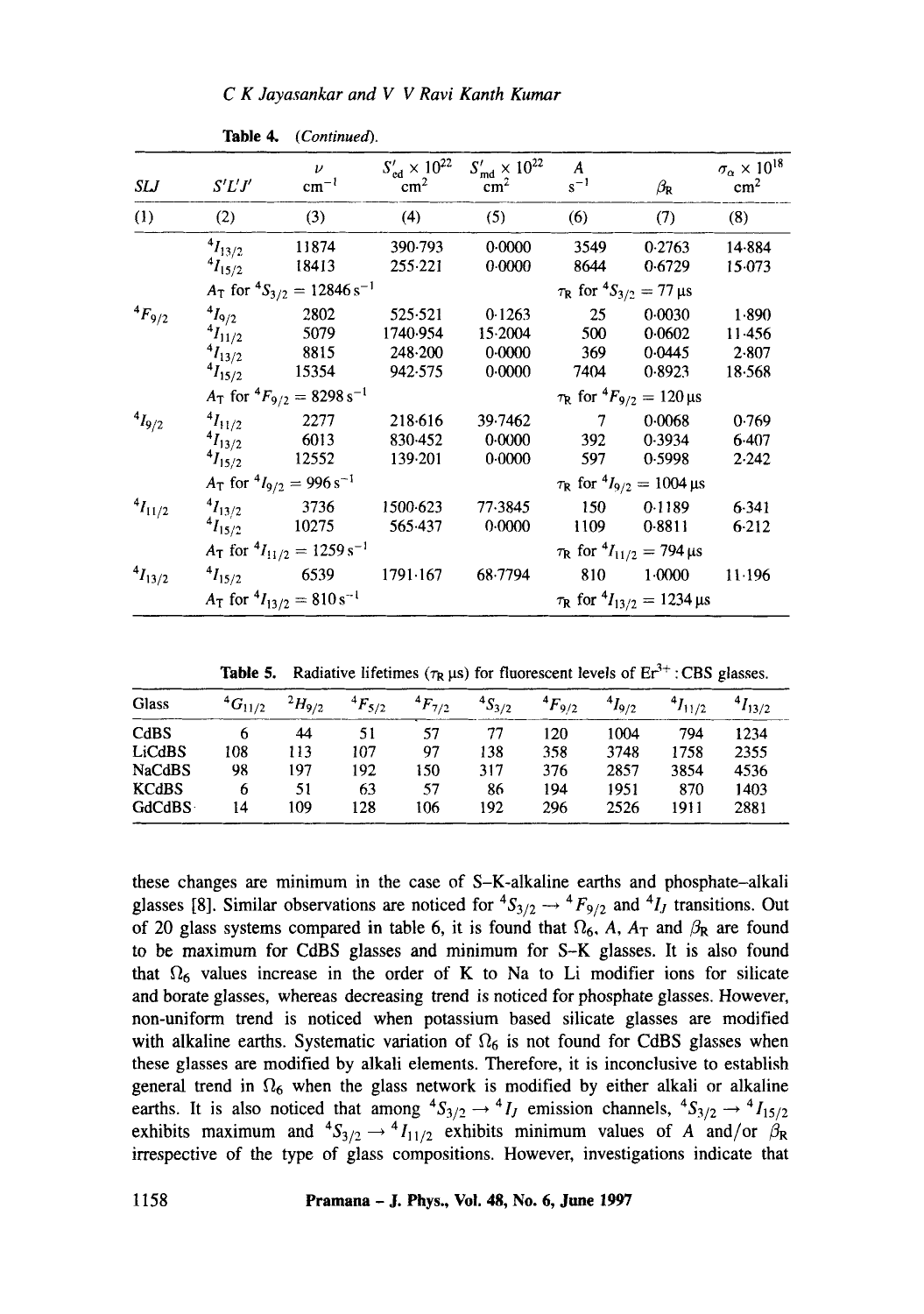Table 4. (Continued).

| $SLJ$ | $S'L'J'$ | $\nu$ $cm^{-1}$ | $S'_{ed} \times 10^{22}$ $cm^2$ | $S'_{md} \times 10^{22}$ $cm^2$ | $A$ $s^{-1}$ | $\beta_R$ | $\sigma_\alpha \times 10^{18}$ $cm^2$ |
|---|---|---|---|---|---|---|---|
| (1) | (2) | (3) | (4) | (5) | (6) | (7) | (8) |
| | $^4I_{13/2}$ | 11874 | 390·793 | 0·0000 | 3549 | 0·2763 | 14·884 |
| | $^4I_{15/2}$ | 18413 | 255·221 | 0·0000 | 8644 | 0·6729 | 15·073 |
| | $A_T$ for $^4S_{3/2} = 12846\ s^{-1}$ | | | | $\tau_R$ for $^4S_{3/2} = 77\ \mu s$ | | |
| $^4F_{9/2}$ | $^4I_{9/2}$ | 2802 | 525·521 | 0·1263 | 25 | 0·0030 | 1·890 |
| | $^4I_{11/2}$ | 5079 | 1740·954 | 15·2004 | 500 | 0·0602 | 11·456 |
| | $^4I_{13/2}$ | 8815 | 248·200 | 0·0000 | 369 | 0·0445 | 2·807 |
| | $^4I_{15/2}$ | 15354 | 942·575 | 0·0000 | 7404 | 0·8923 | 18·568 |
| | $A_T$ for $^4F_{9/2} = 8298\ s^{-1}$ | | | | $\tau_R$ for $^4F_{9/2} = 120\ \mu s$ | | |
| $^4I_{9/2}$ | $^4I_{11/2}$ | 2277 | 218·616 | 39·7462 | 7 | 0·0068 | 0·769 |
| | $^4I_{13/2}$ | 6013 | 830·452 | 0·0000 | 392 | 0·3934 | 6·407 |
| | $^4I_{15/2}$ | 12552 | 139·201 | 0·0000 | 597 | 0·5998 | 2·242 |
| | $A_T$ for $^4I_{9/2} = 996\ s^{-1}$ | | | | $\tau_R$ for $^4I_{9/2} = 1004\ \mu s$ | | |
| $^4I_{11/2}$ | $^4I_{13/2}$ | 3736 | 1500·623 | 77·3845 | 150 | 0·1189 | 6·341 |
| | $^4I_{15/2}$ | 10275 | 565·437 | 0·0000 | 1109 | 0·8811 | 6·212 |
| | $A_T$ for $^4I_{11/2} = 1259\ s^{-1}$ | | | | $\tau_R$ for $^4I_{11/2} = 794\ \mu s$ | | |
| $^4I_{13/2}$ | $^4I_{15/2}$ | 6539 | 1791·167 | 68·7794 | 810 | 1·0000 | 11·196 |
| | $A_T$ for $^4I_{13/2} = 810\ s^{-1}$ | | | | $\tau_R$ for $^4I_{13/2} = 1234\ \mu s$ | | |

Table 5. Radiative lifetimes ($\tau_R$ μs) for fluorescent levels of $Er^{3+}$ : CBS glasses.

| Glass | $^4G_{11/2}$ | $^2H_{9/2}$ | $^4F_{5/2}$ | $^4F_{7/2}$ | $^4S_{3/2}$ | $^4F_{9/2}$ | $^4I_{9/2}$ | $^4I_{11/2}$ | $^4I_{13/2}$ |
|---|---|---|---|---|---|---|---|---|---|
| CdBS | 6 | 44 | 51 | 57 | 77 | 120 | 1004 | 794 | 1234 |
| LiCdBS | 108 | 113 | 107 | 97 | 138 | 358 | 3748 | 1758 | 2355 |
| NaCdBS | 98 | 197 | 192 | 150 | 317 | 376 | 2857 | 3854 | 4536 |
| KCdBS | 6 | 51 | 63 | 57 | 86 | 194 | 1951 | 870 | 1403 |
| GdCdBS | 14 | 109 | 128 | 106 | 192 | 296 | 2526 | 1911 | 2881 |

these changes are minimum in the case of S–K-alkaline earths and phosphate–alkali glasses [8]. Similar observations are noticed for $^4S_{3/2} \rightarrow {}^4F_{9/2}$ and $^4I_J$ transitions. Out of 20 glass systems compared in table 6, it is found that $\Omega_6$, $A$, $A_T$ and $\beta_R$ are found to be maximum for CdBS glasses and minimum for S–K glasses. It is also found that $\Omega_6$ values increase in the order of K to Na to Li modifier ions for silicate and borate glasses, whereas decreasing trend is noticed for phosphate glasses. However, non-uniform trend is noticed when potassium based silicate glasses are modified with alkaline earths. Systematic variation of $\Omega_6$ is not found for CdBS glasses when these glasses are modified by alkali elements. Therefore, it is inconclusive to establish general trend in $\Omega_6$ when the glass network is modified by either alkali or alkaline earths. It is also noticed that among $^4S_{3/2} \rightarrow {}^4I_J$ emission channels, $^4S_{3/2} \rightarrow {}^4I_{15/2}$ exhibits maximum and $^4S_{3/2} \rightarrow {}^4I_{11/2}$ exhibits minimum values of $A$ and/or $\beta_R$ irrespective of the type of glass compositions. However, investigations indicate that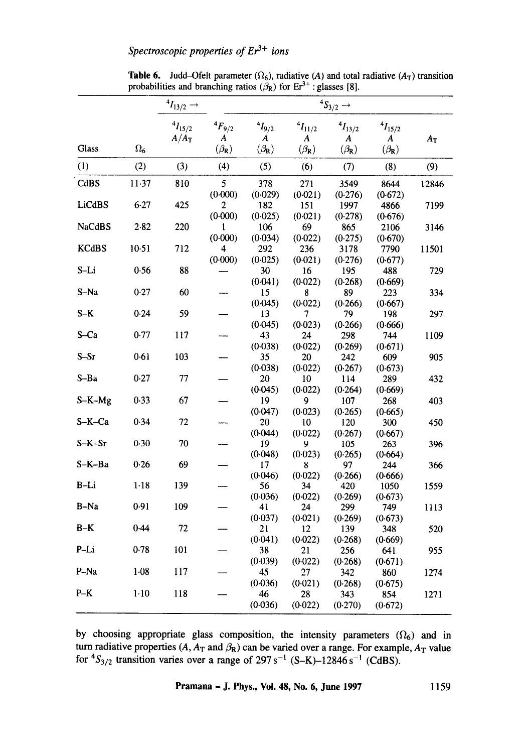**Table 6.** Judd–Ofelt parameter ($\Omega_6$), radiative ($A$) and total radiative ($A_T$) transition probabilities and branching ratios ($\beta_R$) for $Er^{3+}$ : glasses [8].

| | | $^4I_{13/2} \rightarrow$ | $^4S_{3/2} \rightarrow$ | | | | | |
|---|---|---|---|---|---|---|---|---|
| Glass | $\Omega_6$ | $^4I_{15/2}$ $A/A_T$ | $^4F_{9/2}$ $A$ ($\beta_R$) | $^4I_{9/2}$ $A$ ($\beta_R$) | $^4I_{11/2}$ $A$ ($\beta_R$) | $^4I_{13/2}$ $A$ ($\beta_R$) | $^4I_{15/2}$ $A$ ($\beta_R$) | $A_T$ |
| (1) | (2) | (3) | (4) | (5) | (6) | (7) | (8) | (9) |
| CdBS | 11·37 | 810 | 5 (0·000) | 378 (0·029) | 271 (0·021) | 3549 (0·276) | 8644 (0·672) | 12846 |
| LiCdBS | 6·27 | 425 | 2 (0·000) | 182 (0·025) | 151 (0·021) | 1997 (0·278) | 4866 (0·676) | 7199 |
| NaCdBS | 2·82 | 220 | 1 (0·000) | 106 (0·034) | 69 (0·022) | 865 (0·275) | 2106 (0·670) | 3146 |
| KCdBS | 10·51 | 712 | 4 (0·000) | 292 (0·025) | 236 (0·021) | 3178 (0·276) | 7790 (0·677) | 11501 |
| S–Li | 0·56 | 88 | — | 30 (0·041) | 16 (0·022) | 195 (0·268) | 488 (0·669) | 729 |
| S–Na | 0·27 | 60 | — | 15 (0·045) | 8 (0·022) | 89 (0·266) | 223 (0·667) | 334 |
| S–K | 0·24 | 59 | — | 13 (0·045) | 7 (0·023) | 79 (0·266) | 198 (0·666) | 297 |
| S–Ca | 0·77 | 117 | — | 43 (0·038) | 24 (0·022) | 298 (0·269) | 744 (0·671) | 1109 |
| S–Sr | 0·61 | 103 | — | 35 (0·038) | 20 (0·022) | 242 (0·267) | 609 (0·673) | 905 |
| S–Ba | 0·27 | 77 | — | 20 (0·045) | 10 (0·022) | 114 (0·264) | 289 (0·669) | 432 |
| S–K–Mg | 0·33 | 67 | — | 19 (0·047) | 9 (0·023) | 107 (0·265) | 268 (0·665) | 403 |
| S–K–Ca | 0·34 | 72 | — | 20 (0·044) | 10 (0·022) | 120 (0·267) | 300 (0·667) | 450 |
| S–K–Sr | 0·30 | 70 | — | 19 (0·048) | 9 (0·023) | 105 (0·265) | 263 (0·664) | 396 |
| S–K–Ba | 0·26 | 69 | — | 17 (0·046) | 8 (0·022) | 97 (0·266) | 244 (0·666) | 366 |
| B–Li | 1·18 | 139 | — | 56 (0·036) | 34 (0·022) | 420 (0·269) | 1050 (0·673) | 1559 |
| B–Na | 0·91 | 109 | — | 41 (0·037) | 24 (0·021) | 299 (0·269) | 749 (0·673) | 1113 |
| B–K | 0·44 | 72 | — | 21 (0·041) | 12 (0·022) | 139 (0·268) | 348 (0·669) | 520 |
| P–Li | 0·78 | 101 | — | 38 (0·039) | 21 (0·022) | 256 (0·268) | 641 (0·671) | 955 |
| P–Na | 1·08 | 117 | — | 45 (0·036) | 27 (0·021) | 342 (0·268) | 860 (0·675) | 1274 |
| P–K | 1·10 | 118 | — | 46 (0·036) | 28 (0·022) | 343 (0·270) | 854 (0·672) | 1271 |

by choosing appropriate glass composition, the intensity parameters ($\Omega_6$) and in turn radiative properties ($A$, $A_T$ and $\beta_R$) can be varied over a range. For example, $A_T$ value for $^4S_{3/2}$ transition varies over a range of $297\,s^{-1}$ (S–K)–$12846\,s^{-1}$ (CdBS).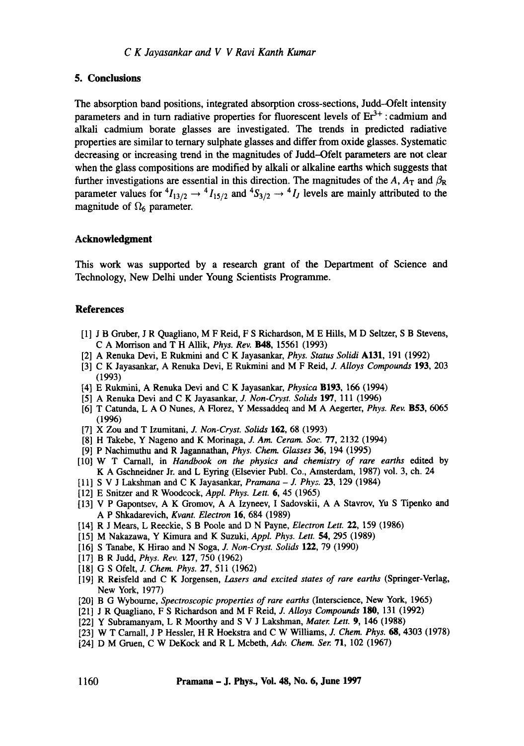## 5. Conclusions

The absorption band positions, integrated absorption cross-sections, Judd–Ofelt intensity parameters and in turn radiative properties for fluorescent levels of $Er^{3+}$ : cadmium and alkali cadmium borate glasses are investigated. The trends in predicted radiative properties are similar to ternary sulphate glasses and differ from oxide glasses. Systematic decreasing or increasing trend in the magnitudes of Judd–Ofelt parameters are not clear when the glass compositions are modified by alkali or alkaline earths which suggests that further investigations are essential in this direction. The magnitudes of the $A$, $A_T$ and $\beta_R$ parameter values for ${}^4I_{13/2} \rightarrow {}^4I_{15/2}$ and ${}^4S_{3/2} \rightarrow {}^4I_J$ levels are mainly attributed to the magnitude of $\Omega_6$ parameter.

### Acknowledgment

This work was supported by a research grant of the Department of Science and Technology, New Delhi under Young Scientists Programme.

### References

[1] J B Gruber, J R Quagliano, M F Reid, F S Richardson, M E Hills, M D Seltzer, S B Stevens, C A Morrison and T H Allik, *Phys. Rev.* **B48**, 15561 (1993)

[2] A Renuka Devi, E Rukmini and C K Jayasankar, *Phys. Status Solidi* **A131**, 191 (1992)

[3] C K Jayasankar, A Renuka Devi, E Rukmini and M F Reid, *J. Alloys Compounds* **193**, 203 (1993)

[4] E Rukmini, A Renuka Devi and C K Jayasankar, *Physica* **B193**, 166 (1994)

[5] A Renuka Devi and C K Jayasankar, *J. Non-Cryst. Solids* **197**, 111 (1996)

[6] T Catunda, L A O Nunes, A Florez, Y Messaddeq and M A Aegerter, *Phys. Rev.* **B53**, 6065 (1996)

[7] X Zou and T Izumitani, *J. Non-Cryst. Solids* **162**, 68 (1993)

[8] H Takebe, Y Nageno and K Morinaga, *J. Am. Ceram. Soc.* **77**, 2132 (1994)

[9] P Nachimuthu and R Jagannathan, *Phys. Chem. Glasses* **36**, 194 (1995)

[10] W T Carnall, in *Handbook on the physics and chemistry of rare earths* edited by K A Gschneidner Jr. and L Eyring (Elsevier Publ. Co., Amsterdam, 1987) vol. 3, ch. 24

[11] S V J Lakshman and C K Jayasankar, *Pramana – J. Phys.* **23**, 129 (1984)

[12] E Snitzer and R Woodcock, *Appl. Phys. Lett.* **6**, 45 (1965)

[13] V P Gapontsev, A K Gromov, A A Izyneev, I Sadovskii, A A Stavrov, Yu S Tipenko and A P Shkadarevich, *Kvant. Electron* **16**, 684 (1989)

[14] R J Mears, L Reeckie, S B Poole and D N Payne, *Electron Lett.* **22**, 159 (1986)

[15] M Nakazawa, Y Kimura and K Suzuki, *Appl. Phys. Lett.* **54**, 295 (1989)

[16] S Tanabe, K Hirao and N Soga, *J. Non-Cryst. Solids* **122**, 79 (1990)

[17] B R Judd, *Phys. Rev.* **127**, 750 (1962)

[18] G S Ofelt, *J. Chem. Phys.* **27**, 511 (1962)

[19] R Reisfeld and C K Jorgensen, *Lasers and excited states of rare earths* (Springer-Verlag, New York, 1977)

[20] B G Wybourne, *Spectroscopic properties of rare earths* (Interscience, New York, 1965)

[21] J R Quagliano, F S Richardson and M F Reid, *J. Alloys Compounds* **180**, 131 (1992)

[22] Y Subramanyam, L R Moorthy and S V J Lakshman, *Mater. Lett.* **9**, 146 (1988)

[23] W T Carnall, J P Hessler, H R Hoekstra and C W Williams, *J. Chem. Phys.* **68**, 4303 (1978)

[24] D M Gruen, C W DeKock and R L Mcbeth, *Adv. Chem. Ser.* **71**, 102 (1967)